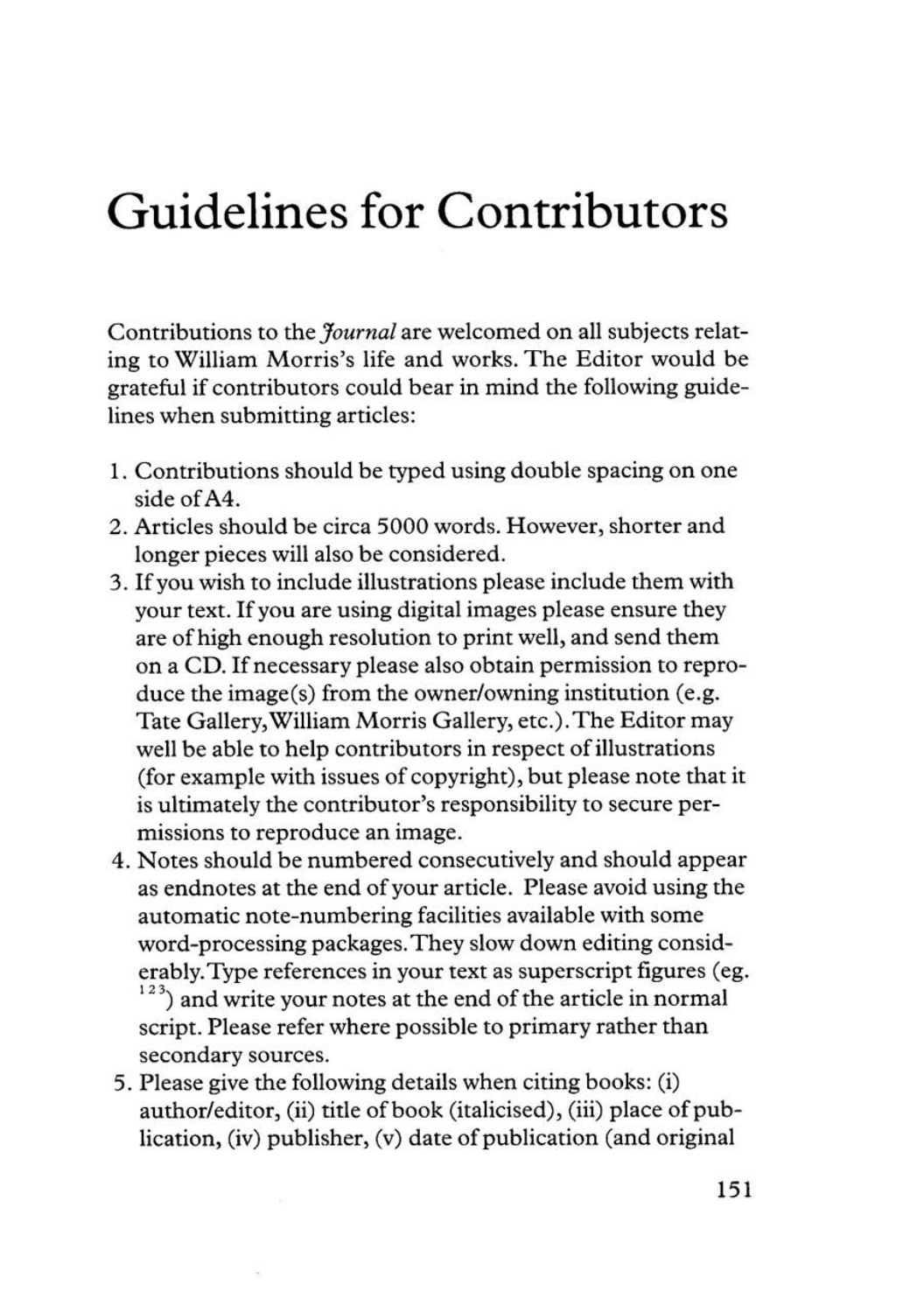# Guidelines for Contributors

Contributions to the *Journal* are welcomed on all subjects relating to William Morris's life and works. The Editor would be grateful if contributors could bear in mind the following guidelines when submitting articles:

1. Contributions should be typed using double spacing on one side of A4.
2. Articles should be circa 5000 words. However, shorter and longer pieces will also be considered.
3. If you wish to include illustrations please include them with your text. If you are using digital images please ensure they are of high enough resolution to print well, and send them on a CD. If necessary please also obtain permission to reproduce the image(s) from the owner/owning institution (e.g. Tate Gallery, William Morris Gallery, etc.). The Editor may well be able to help contributors in respect of illustrations (for example with issues of copyright), but please note that it is ultimately the contributor's responsibility to secure permissions to reproduce an image.
4. Notes should be numbered consecutively and should appear as endnotes at the end of your article. Please avoid using the automatic note-numbering facilities available with some word-processing packages. They slow down editing considerably. Type references in your text as superscript figures (eg. [1 2 3]) and write your notes at the end of the article in normal script. Please refer where possible to primary rather than secondary sources.
5. Please give the following details when citing books: (i) author/editor, (ii) title of book (italicised), (iii) place of publication, (iv) publisher, (v) date of publication (and original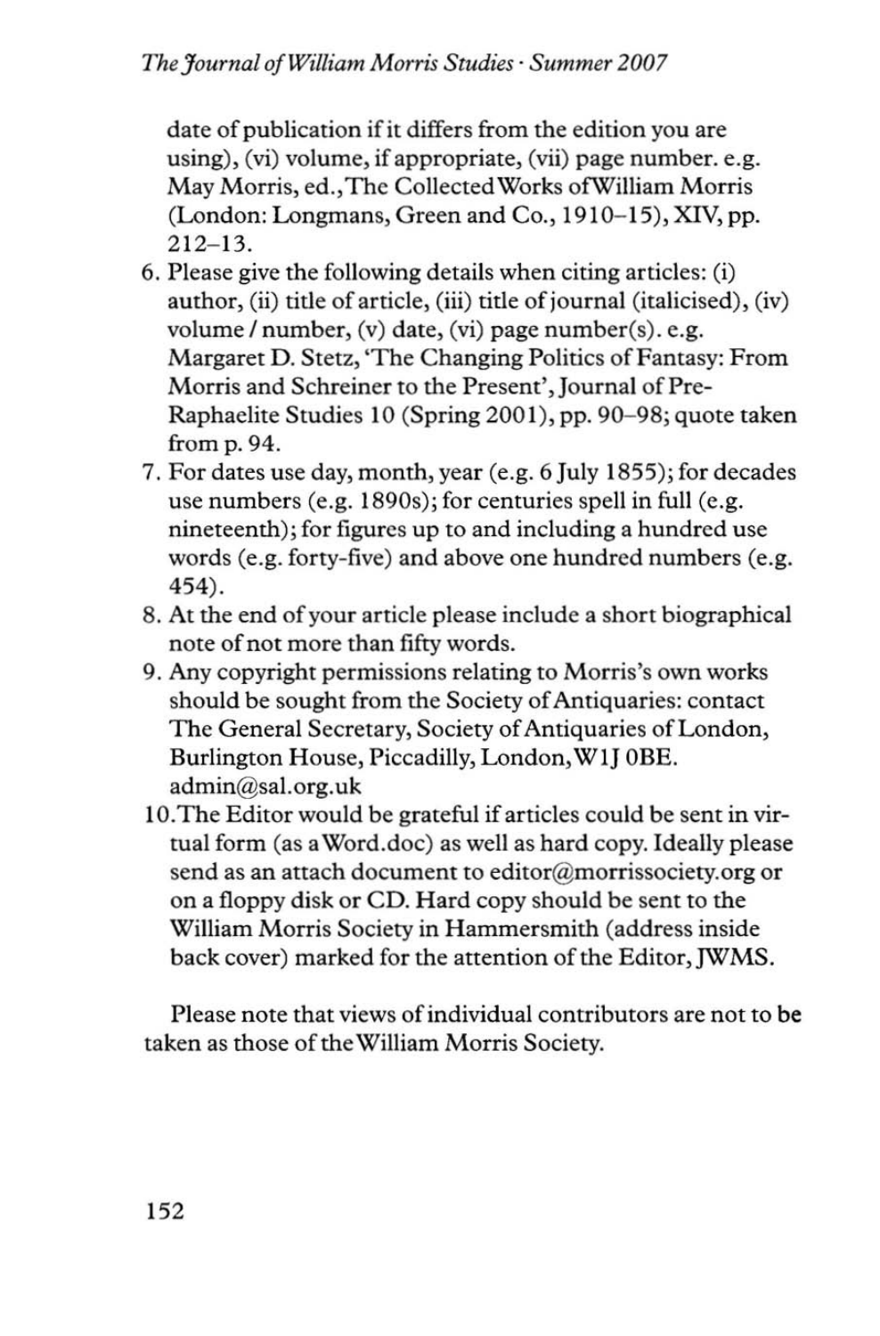date of publication if it differs from the edition you are using), (vi) volume, if appropriate, (vii) page number. e.g. May Morris, ed., The Collected Works of William Morris (London: Longmans, Green and Co., 1910–15), XIV, pp. 212–13.

6. Please give the following details when citing articles: (i) author, (ii) title of article, (iii) title of journal (italicised), (iv) volume / number, (v) date, (vi) page number(s). e.g. Margaret D. Stetz, 'The Changing Politics of Fantasy: From Morris and Schreiner to the Present', Journal of Pre-Raphaelite Studies 10 (Spring 2001), pp. 90–98; quote taken from p. 94.
7. For dates use day, month, year (e.g. 6 July 1855); for decades use numbers (e.g. 1890s); for centuries spell in full (e.g. nineteenth); for figures up to and including a hundred use words (e.g. forty-five) and above one hundred numbers (e.g. 454).
8. At the end of your article please include a short biographical note of not more than fifty words.
9. Any copyright permissions relating to Morris's own works should be sought from the Society of Antiquaries: contact The General Secretary, Society of Antiquaries of London, Burlington House, Piccadilly, London, W1J 0BE. admin@sal.org.uk
10. The Editor would be grateful if articles could be sent in virtual form (as a Word.doc) as well as hard copy. Ideally please send as an attach document to editor@morrissociety.org or on a floppy disk or CD. Hard copy should be sent to the William Morris Society in Hammersmith (address inside back cover) marked for the attention of the Editor, JWMS.

Please note that views of individual contributors are not to be taken as those of the William Morris Society.